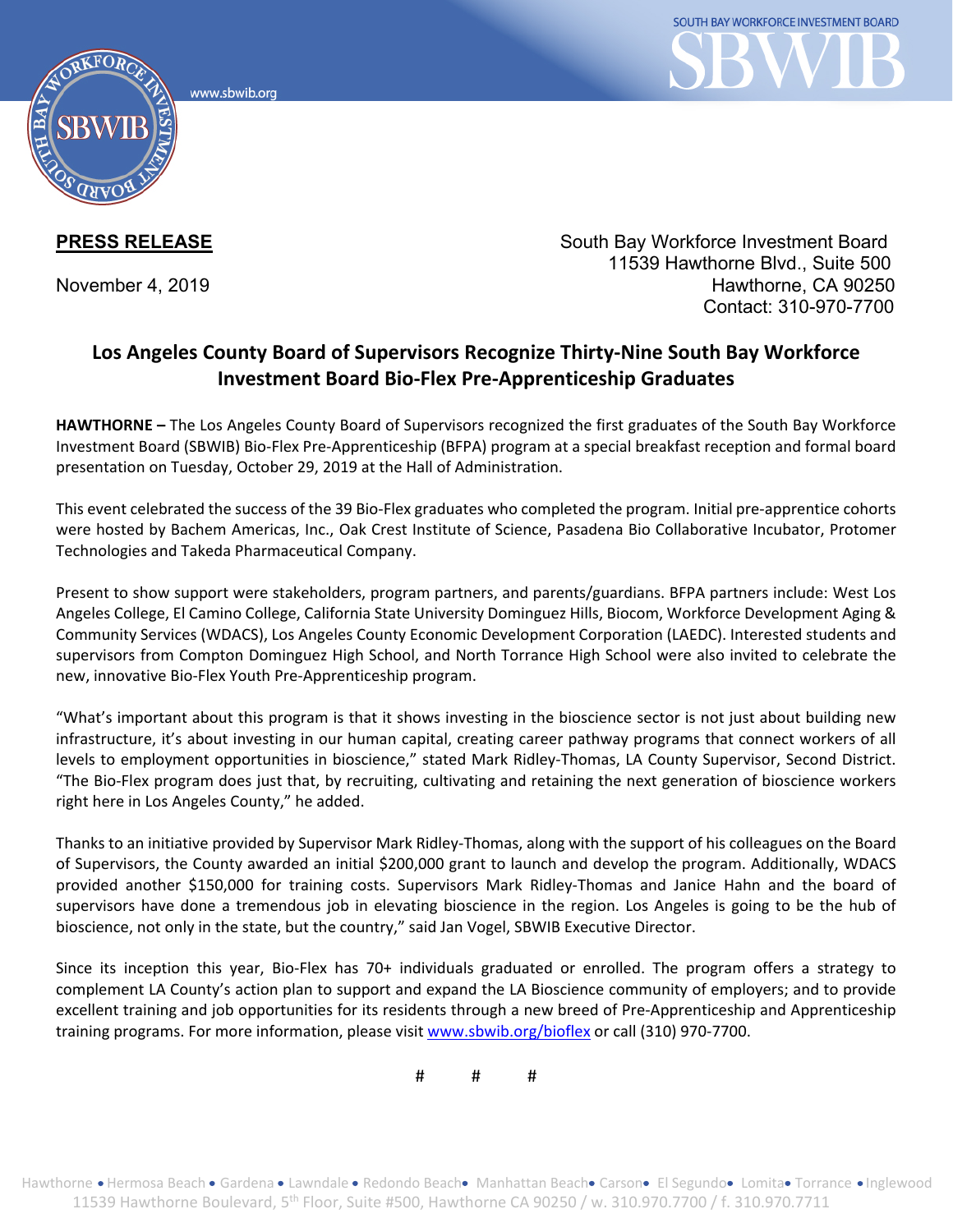**PRESS RELEASE**

November 4, 2019

South Bay Workforce Investment Board
11539 Hawthorne Blvd., Suite 500
Hawthorne, CA 90250
Contact: 310-970-7700

## Los Angeles County Board of Supervisors Recognize Thirty-Nine South Bay Workforce Investment Board Bio-Flex Pre-Apprenticeship Graduates

**HAWTHORNE –** The Los Angeles County Board of Supervisors recognized the first graduates of the South Bay Workforce Investment Board (SBWIB) Bio-Flex Pre-Apprenticeship (BFPA) program at a special breakfast reception and formal board presentation on Tuesday, October 29, 2019 at the Hall of Administration.

This event celebrated the success of the 39 Bio-Flex graduates who completed the program. Initial pre-apprentice cohorts were hosted by Bachem Americas, Inc., Oak Crest Institute of Science, Pasadena Bio Collaborative Incubator, Protomer Technologies and Takeda Pharmaceutical Company.

Present to show support were stakeholders, program partners, and parents/guardians. BFPA partners include: West Los Angeles College, El Camino College, California State University Dominguez Hills, Biocom, Workforce Development Aging & Community Services (WDACS), Los Angeles County Economic Development Corporation (LAEDC). Interested students and supervisors from Compton Dominguez High School, and North Torrance High School were also invited to celebrate the new, innovative Bio-Flex Youth Pre-Apprenticeship program.

"What's important about this program is that it shows investing in the bioscience sector is not just about building new infrastructure, it's about investing in our human capital, creating career pathway programs that connect workers of all levels to employment opportunities in bioscience," stated Mark Ridley-Thomas, LA County Supervisor, Second District. "The Bio-Flex program does just that, by recruiting, cultivating and retaining the next generation of bioscience workers right here in Los Angeles County," he added.

Thanks to an initiative provided by Supervisor Mark Ridley-Thomas, along with the support of his colleagues on the Board of Supervisors, the County awarded an initial $200,000 grant to launch and develop the program. Additionally, WDACS provided another $150,000 for training costs. Supervisors Mark Ridley-Thomas and Janice Hahn and the board of supervisors have done a tremendous job in elevating bioscience in the region. Los Angeles is going to be the hub of bioscience, not only in the state, but the country," said Jan Vogel, SBWIB Executive Director.

Since its inception this year, Bio-Flex has 70+ individuals graduated or enrolled. The program offers a strategy to complement LA County's action plan to support and expand the LA Bioscience community of employers; and to provide excellent training and job opportunities for its residents through a new breed of Pre-Apprenticeship and Apprenticeship training programs. For more information, please visit [www.sbwib.org/bioflex](www.sbwib.org/bioflex) or call (310) 970-7700.

\# # #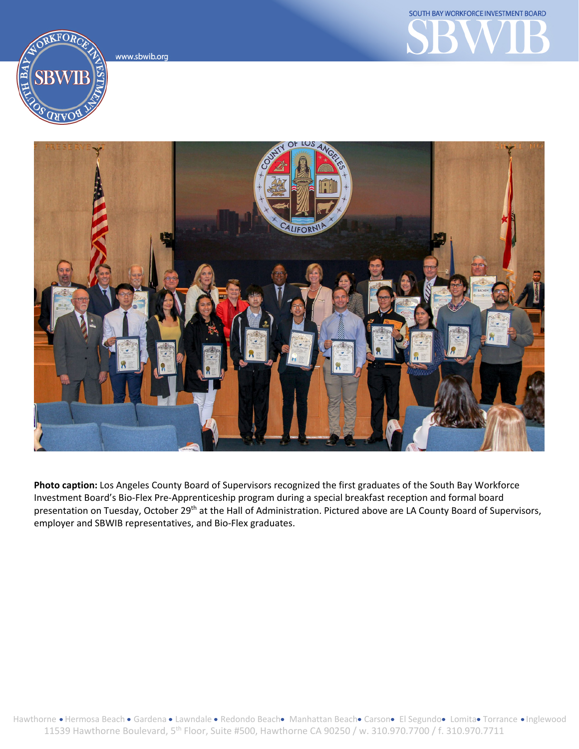**Photo caption:** Los Angeles County Board of Supervisors recognized the first graduates of the South Bay Workforce Investment Board's Bio-Flex Pre-Apprenticeship program during a special breakfast reception and formal board presentation on Tuesday, October 29th at the Hall of Administration. Pictured above are LA County Board of Supervisors, employer and SBWIB representatives, and Bio-Flex graduates.